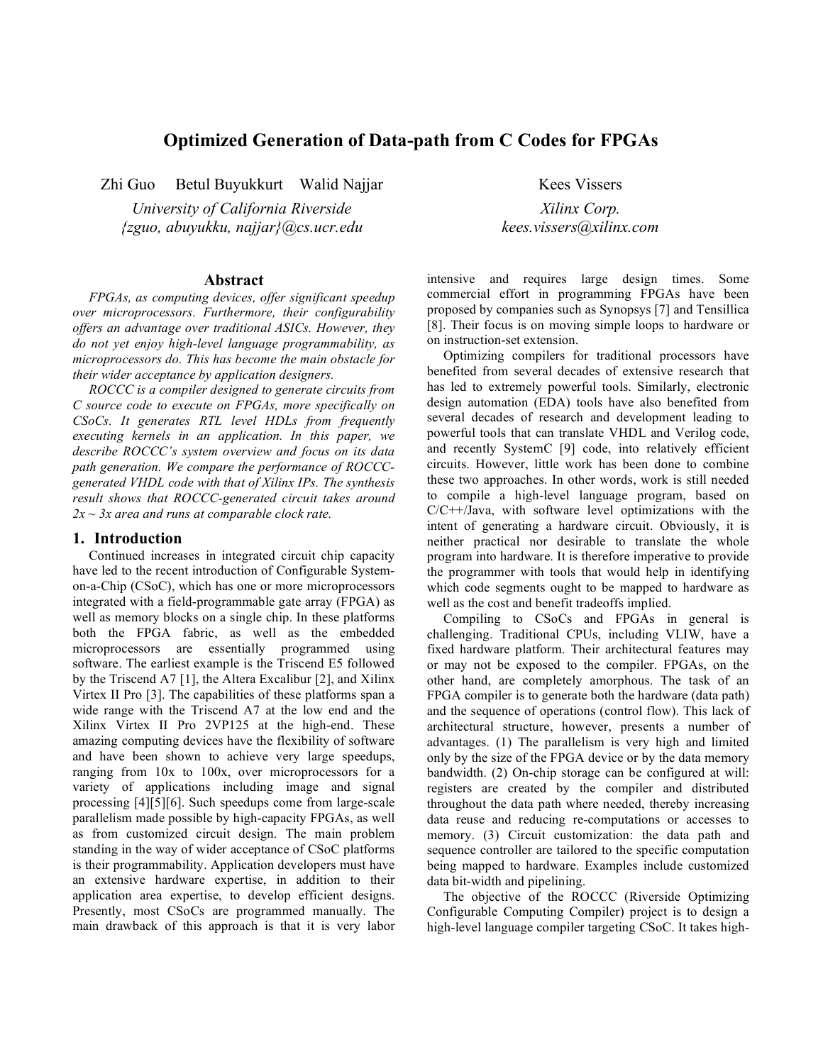# Optimized Generation of Data-path from C Codes for FPGAs

Zhi Guo Betul Buyukkurt Walid Najjar

*University of California Riverside*
*{zguo, abuyukku, najjar}@cs.ucr.edu*

Kees Vissers

*Xilinx Corp.*
*kees.vissers@xilinx.com*

## Abstract

*FPGAs, as computing devices, offer significant speedup over microprocessors. Furthermore, their configurability offers an advantage over traditional ASICs. However, they do not yet enjoy high-level language programmability, as microprocessors do. This has become the main obstacle for their wider acceptance by application designers.*

*ROCCC is a compiler designed to generate circuits from C source code to execute on FPGAs, more specifically on CSoCs. It generates RTL level HDLs from frequently executing kernels in an application. In this paper, we describe ROCCC's system overview and focus on its data path generation. We compare the performance of ROCCC-generated VHDL code with that of Xilinx IPs. The synthesis result shows that ROCCC-generated circuit takes around 2x ~ 3x area and runs at comparable clock rate.*

## 1. Introduction

Continued increases in integrated circuit chip capacity have led to the recent introduction of Configurable System-on-a-Chip (CSoC), which has one or more microprocessors integrated with a field-programmable gate array (FPGA) as well as memory blocks on a single chip. In these platforms both the FPGA fabric, as well as the embedded microprocessors are essentially programmed using software. The earliest example is the Triscend E5 followed by the Triscend A7 [1], the Altera Excalibur [2], and Xilinx Virtex II Pro [3]. The capabilities of these platforms span a wide range with the Triscend A7 at the low end and the Xilinx Virtex II Pro 2VP125 at the high-end. These amazing computing devices have the flexibility of software and have been shown to achieve very large speedups, ranging from 10x to 100x, over microprocessors for a variety of applications including image and signal processing [4][5][6]. Such speedups come from large-scale parallelism made possible by high-capacity FPGAs, as well as from customized circuit design. The main problem standing in the way of wider acceptance of CSoC platforms is their programmability. Application developers must have an extensive hardware expertise, in addition to their application area expertise, to develop efficient designs. Presently, most CSoCs are programmed manually. The main drawback of this approach is that it is very labor intensive and requires large design times. Some commercial effort in programming FPGAs have been proposed by companies such as Synopsys [7] and Tensillica [8]. Their focus is on moving simple loops to hardware or on instruction-set extension.

Optimizing compilers for traditional processors have benefited from several decades of extensive research that has led to extremely powerful tools. Similarly, electronic design automation (EDA) tools have also benefited from several decades of research and development leading to powerful tools that can translate VHDL and Verilog code, and recently SystemC [9] code, into relatively efficient circuits. However, little work has been done to combine these two approaches. In other words, work is still needed to compile a high-level language program, based on C/C++/Java, with software level optimizations with the intent of generating a hardware circuit. Obviously, it is neither practical nor desirable to translate the whole program into hardware. It is therefore imperative to provide the programmer with tools that would help in identifying which code segments ought to be mapped to hardware as well as the cost and benefit tradeoffs implied.

Compiling to CSoCs and FPGAs in general is challenging. Traditional CPUs, including VLIW, have a fixed hardware platform. Their architectural features may or may not be exposed to the compiler. FPGAs, on the other hand, are completely amorphous. The task of an FPGA compiler is to generate both the hardware (data path) and the sequence of operations (control flow). This lack of architectural structure, however, presents a number of advantages. (1) The parallelism is very high and limited only by the size of the FPGA device or by the data memory bandwidth. (2) On-chip storage can be configured at will: registers are created by the compiler and distributed throughout the data path where needed, thereby increasing data reuse and reducing re-computations or accesses to memory. (3) Circuit customization: the data path and sequence controller are tailored to the specific computation being mapped to hardware. Examples include customized data bit-width and pipelining.

The objective of the ROCCC (Riverside Optimizing Configurable Computing Compiler) project is to design a high-level language compiler targeting CSoC. It takes high-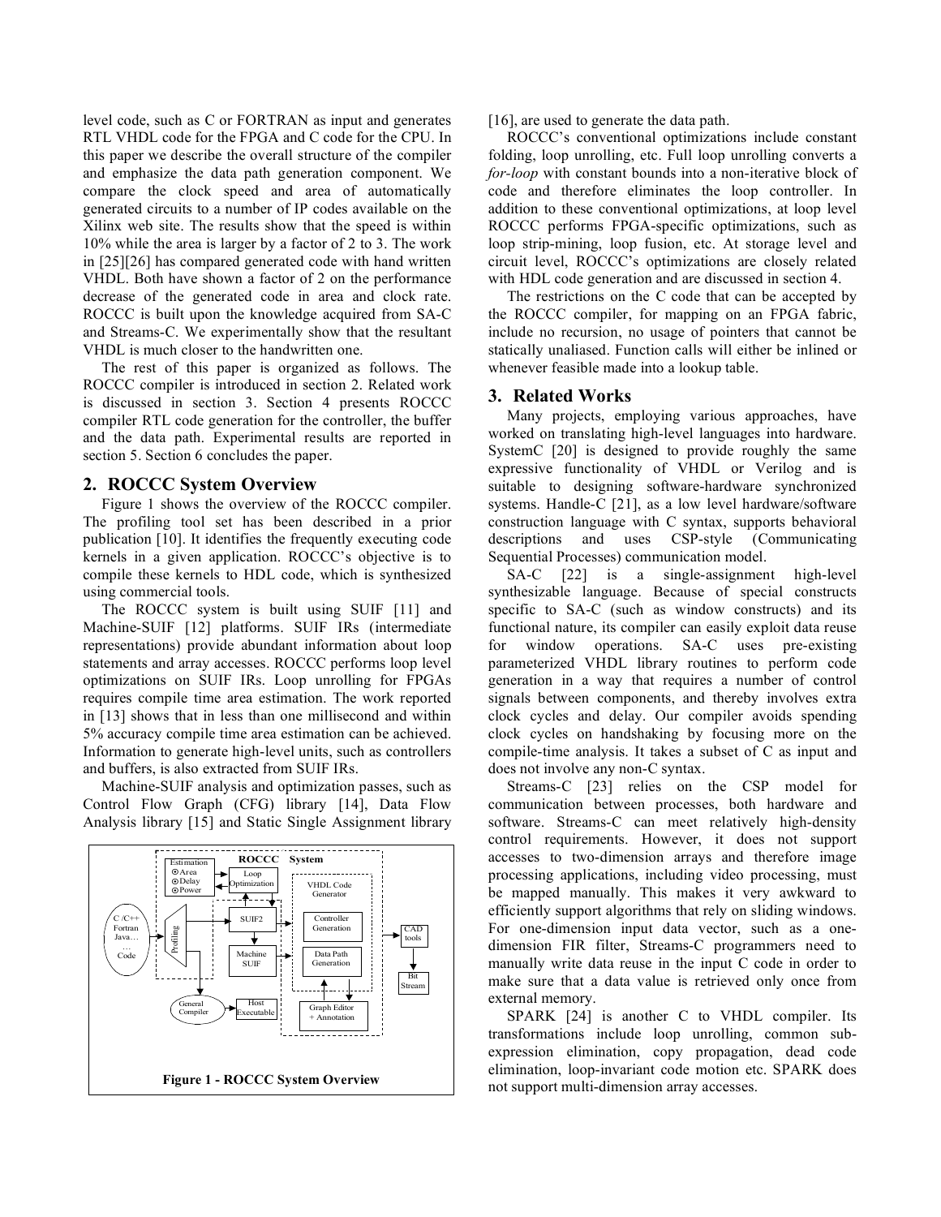level code, such as C or FORTRAN as input and generates RTL VHDL code for the FPGA and C code for the CPU. In this paper we describe the overall structure of the compiler and emphasize the data path generation component. We compare the clock speed and area of automatically generated circuits to a number of IP codes available on the Xilinx web site. The results show that the speed is within 10% while the area is larger by a factor of 2 to 3. The work in [25][26] has compared generated code with hand written VHDL. Both have shown a factor of 2 on the performance decrease of the generated code in area and clock rate. ROCCC is built upon the knowledge acquired from SA-C and Streams-C. We experimentally show that the resultant VHDL is much closer to the handwritten one.

The rest of this paper is organized as follows. The ROCCC compiler is introduced in section 2. Related work is discussed in section 3. Section 4 presents ROCCC compiler RTL code generation for the controller, the buffer and the data path. Experimental results are reported in section 5. Section 6 concludes the paper.

## 2. ROCCC System Overview

Figure 1 shows the overview of the ROCCC compiler. The profiling tool set has been described in a prior publication [10]. It identifies the frequently executing code kernels in a given application. ROCCC's objective is to compile these kernels to HDL code, which is synthesized using commercial tools.

The ROCCC system is built using SUIF [11] and Machine-SUIF [12] platforms. SUIF IRs (intermediate representations) provide abundant information about loop statements and array accesses. ROCCC performs loop level optimizations on SUIF IRs. Loop unrolling for FPGAs requires compile time area estimation. The work reported in [13] shows that in less than one millisecond and within 5% accuracy compile time area estimation can be achieved. Information to generate high-level units, such as controllers and buffers, is also extracted from SUIF IRs.

Machine-SUIF analysis and optimization passes, such as Control Flow Graph (CFG) library [14], Data Flow Analysis library [15] and Static Single Assignment library [16], are used to generate the data path.

**Figure 1 - ROCCC System Overview**

ROCCC's conventional optimizations include constant folding, loop unrolling, etc. Full loop unrolling converts a *for-loop* with constant bounds into a non-iterative block of code and therefore eliminates the loop controller. In addition to these conventional optimizations, at loop level ROCCC performs FPGA-specific optimizations, such as loop strip-mining, loop fusion, etc. At storage level and circuit level, ROCCC's optimizations are closely related with HDL code generation and are discussed in section 4.

The restrictions on the C code that can be accepted by the ROCCC compiler, for mapping on an FPGA fabric, include no recursion, no usage of pointers that cannot be statically unaliased. Function calls will either be inlined or whenever feasible made into a lookup table.

## 3. Related Works

Many projects, employing various approaches, have worked on translating high-level languages into hardware. SystemC [20] is designed to provide roughly the same expressive functionality of VHDL or Verilog and is suitable to designing software-hardware synchronized systems. Handle-C [21], as a low level hardware/software construction language with C syntax, supports behavioral descriptions and uses CSP-style (Communicating Sequential Processes) communication model.

SA-C [22] is a single-assignment high-level synthesizable language. Because of special constructs specific to SA-C (such as window constructs) and its functional nature, its compiler can easily exploit data reuse for window operations. SA-C uses pre-existing parameterized VHDL library routines to perform code generation in a way that requires a number of control signals between components, and thereby involves extra clock cycles and delay. Our compiler avoids spending clock cycles on handshaking by focusing more on the compile-time analysis. It takes a subset of C as input and does not involve any non-C syntax.

Streams-C [23] relies on the CSP model for communication between processes, both hardware and software. Streams-C can meet relatively high-density control requirements. However, it does not support accesses to two-dimension arrays and therefore image processing applications, including video processing, must be mapped manually. This makes it very awkward to efficiently support algorithms that rely on sliding windows. For one-dimension input data vector, such as a one-dimension FIR filter, Streams-C programmers need to manually write data reuse in the input C code in order to make sure that a data value is retrieved only once from external memory.

SPARK [24] is another C to VHDL compiler. Its transformations include loop unrolling, common sub-expression elimination, copy propagation, dead code elimination, loop-invariant code motion etc. SPARK does not support multi-dimension array accesses.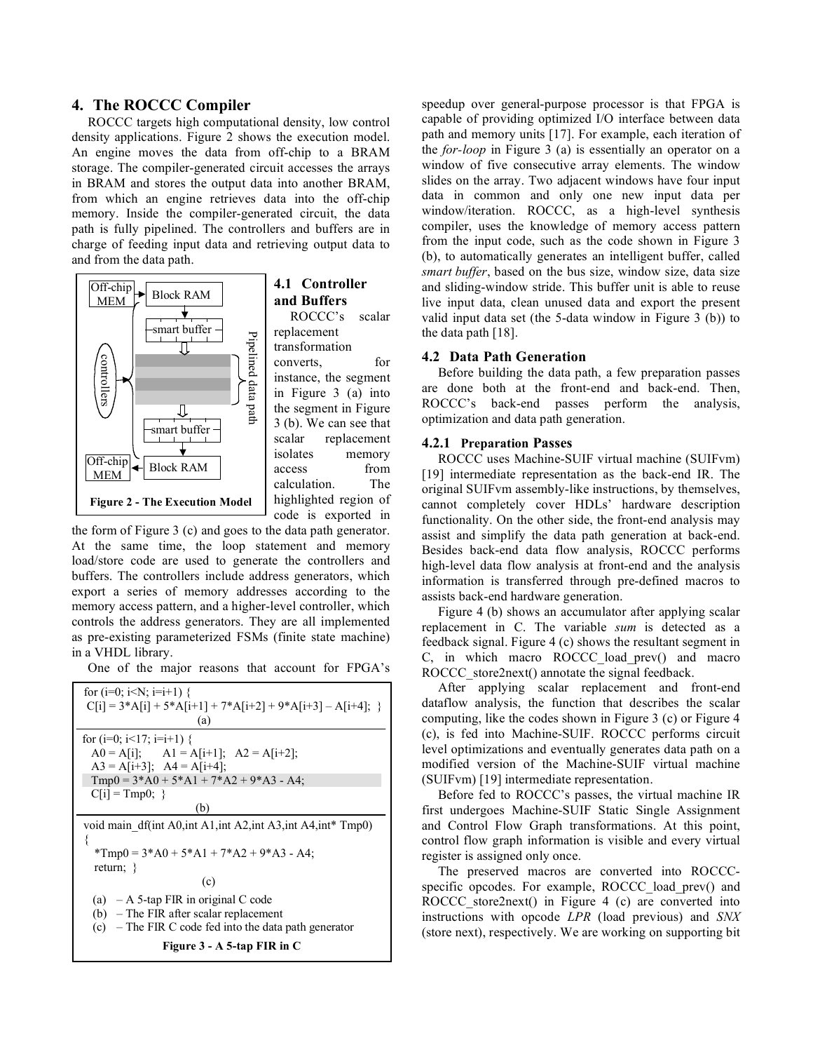## 4. The ROCCC Compiler

ROCCC targets high computational density, low control density applications. Figure 2 shows the execution model. An engine moves the data from off-chip to a BRAM storage. The compiler-generated circuit accesses the arrays in BRAM and stores the output data into another BRAM, from which an engine retrieves data into the off-chip memory. Inside the compiler-generated circuit, the data path is fully pipelined. The controllers and buffers are in charge of feeding input data and retrieving output data to and from the data path.

Off-chip MEM → Block RAM → smart buffer → Pipelined data path → smart buffer → Block RAM → Off-chip MEM (controllers)

**Figure 2 - The Execution Model**

### 4.1 Controller and Buffers

ROCCC's scalar replacement transformation converts, for instance, the segment in Figure 3 (a) into the segment in Figure 3 (b). We can see that scalar replacement isolates memory access from calculation. The highlighted region of code is exported in the form of Figure 3 (c) and goes to the data path generator. At the same time, the loop statement and memory load/store code are used to generate the controllers and buffers. The controllers include address generators, which export a series of memory addresses according to the memory access pattern, and a higher-level controller, which controls the address generators. They are all implemented as pre-existing parameterized FSMs (finite state machine) in a VHDL library.

One of the major reasons that account for FPGA's speedup over general-purpose processor is that FPGA is capable of providing optimized I/O interface between data path and memory units [17]. For example, each iteration of the *for-loop* in Figure 3 (a) is essentially an operator on a window of five consecutive array elements. The window slides on the array. Two adjacent windows have four input data in common and only one new input data per window/iteration. ROCCC, as a high-level synthesis compiler, uses the knowledge of memory access pattern from the input code, such as the code shown in Figure 3 (b), to automatically generates an intelligent buffer, called *smart buffer*, based on the bus size, window size, data size and sliding-window stride. This buffer unit is able to reuse live input data, clean unused data and export the present valid input data set (the 5-data window in Figure 3 (b)) to the data path [18].

```
for (i=0; i<N; i=i+1) {
 C[i] = 3*A[i] + 5*A[i+1] + 7*A[i+2] + 9*A[i+3] – A[i+4]; }
```
(a)

```
for (i=0; i<17; i=i+1) {
  A0 = A[i];     A1 = A[i+1];   A2 = A[i+2];
  A3 = A[i+3];   A4 = A[i+4];
  Tmp0 = 3*A0 + 5*A1 + 7*A2 + 9*A3 - A4;
  C[i] = Tmp0;  }
```
(b)

```
void main_df(int A0,int A1,int A2,int A3,int A4,int* Tmp0)
{
  *Tmp0 = 3*A0 + 5*A1 + 7*A2 + 9*A3 - A4;
  return;  }
```
(c)

(a) – A 5-tap FIR in original C code
(b) – The FIR after scalar replacement
(c) – The FIR C code fed into the data path generator

**Figure 3 - A 5-tap FIR in C**

### 4.2 Data Path Generation

Before building the data path, a few preparation passes are done both at the front-end and back-end. Then, ROCCC's back-end passes perform the analysis, optimization and data path generation.

#### 4.2.1 Preparation Passes

ROCCC uses Machine-SUIF virtual machine (SUIFvm) [19] intermediate representation as the back-end IR. The original SUIFvm assembly-like instructions, by themselves, cannot completely cover HDLs' hardware description functionality. On the other side, the front-end analysis may assist and simplify the data path generation at back-end. Besides back-end data flow analysis, ROCCC performs high-level data flow analysis at front-end and the analysis information is transferred through pre-defined macros to assists back-end hardware generation.

Figure 4 (b) shows an accumulator after applying scalar replacement in C. The variable *sum* is detected as a feedback signal. Figure 4 (c) shows the resultant segment in C, in which macro ROCCC_load_prev() and macro ROCCC_store2next() annotate the signal feedback.

After applying scalar replacement and front-end dataflow analysis, the function that describes the scalar computing, like the codes shown in Figure 3 (c) or Figure 4 (c), is fed into Machine-SUIF. ROCCC performs circuit level optimizations and eventually generates data path on a modified version of the Machine-SUIF virtual machine (SUIFvm) [19] intermediate representation.

Before fed to ROCCC's passes, the virtual machine IR first undergoes Machine-SUIF Static Single Assignment and Control Flow Graph transformations. At this point, control flow graph information is visible and every virtual register is assigned only once.

The preserved macros are converted into ROCCC-specific opcodes. For example, ROCCC_load_prev() and ROCCC_store2next() in Figure 4 (c) are converted into instructions with opcode *LPR* (load previous) and *SNX* (store next), respectively. We are working on supporting bit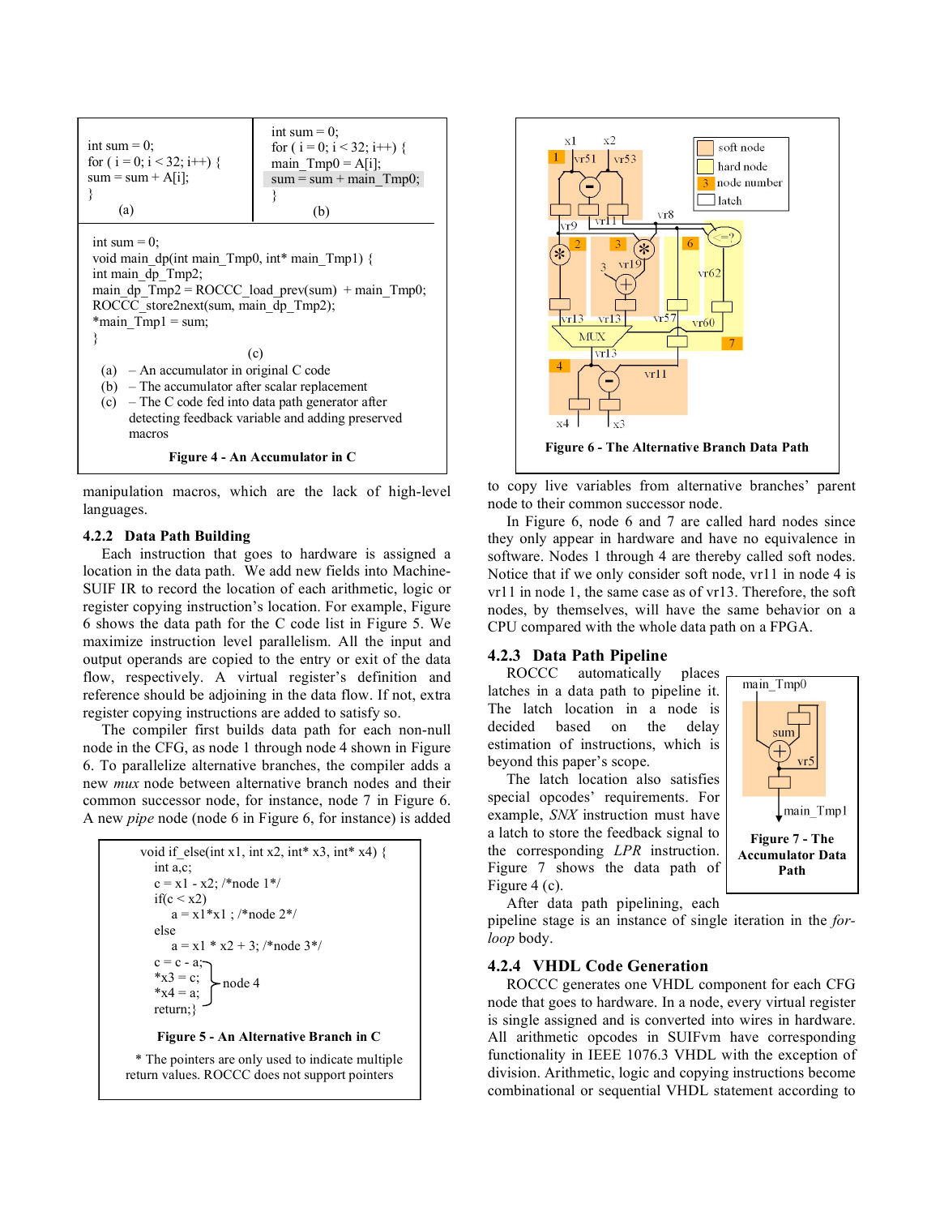```
int sum = 0;
for ( i = 0; i < 32; i++) {
sum = sum + A[i];
}
```

(a)

```
int sum = 0;
for ( i = 0; i < 32; i++) {
main_Tmp0 = A[i];
sum = sum + main_Tmp0;
}
```

(b)

```
int sum = 0;
void main_dp(int main_Tmp0, int* main_Tmp1) {
int main_dp_Tmp2;
main_dp_Tmp2 = ROCCC_load_prev(sum) + main_Tmp0;
ROCCC_store2next(sum, main_dp_Tmp2);
*main_Tmp1 = sum;
}
```

(c)

(a) – An accumulator in original C code
(b) – The accumulator after scalar replacement
(c) – The C code fed into data path generator after detecting feedback variable and adding preserved macros

**Figure 4 - An Accumulator in C**

manipulation macros, which are the lack of high-level languages.

### 4.2.2 Data Path Building

Each instruction that goes to hardware is assigned a location in the data path. We add new fields into Machine-SUIF IR to record the location of each arithmetic, logic or register copying instruction's location. For example, Figure 6 shows the data path for the C code list in Figure 5. We maximize instruction level parallelism. All the input and output operands are copied to the entry or exit of the data flow, respectively. A virtual register's definition and reference should be adjoining in the data flow. If not, extra register copying instructions are added to satisfy so.

The compiler first builds data path for each non-null node in the CFG, as node 1 through node 4 shown in Figure 6. To parallelize alternative branches, the compiler adds a new *mux* node between alternative branch nodes and their common successor node, for instance, node 7 in Figure 6. A new *pipe* node (node 6 in Figure 6, for instance) is added

```
void if_else(int x1, int x2, int* x3, int* x4) {
    int a,c;
    c = x1 - x2; /*node 1*/
    if(c < x2)
        a = x1*x1 ; /*node 2*/
    else
        a = x1 * x2 + 3; /*node 3*/
    c = c - a;
    *x3 = c;      } node 4
    *x4 = a;
    return;}
```

**Figure 5 - An Alternative Branch in C**

\* The pointers are only used to indicate multiple return values. ROCCC does not support pointers

**Figure 6 - The Alternative Branch Data Path**

to copy live variables from alternative branches' parent node to their common successor node.

In Figure 6, node 6 and 7 are called hard nodes since they only appear in hardware and have no equivalence in software. Nodes 1 through 4 are thereby called soft nodes. Notice that if we only consider soft node, vr11 in node 4 is vr11 in node 1, the same case as of vr13. Therefore, the soft nodes, by themselves, will have the same behavior on a CPU compared with the whole data path on a FPGA.

### 4.2.3 Data Path Pipeline

ROCCC automatically places latches in a data path to pipeline it. The latch location in a node is decided based on the delay estimation of instructions, which is beyond this paper's scope.

The latch location also satisfies special opcodes' requirements. For example, *SNX* instruction must have a latch to store the feedback signal to the corresponding *LPR* instruction. Figure 7 shows the data path of Figure 4 (c).

**Figure 7 - The Accumulator Data Path**

After data path pipelining, each pipeline stage is an instance of single iteration in the *for-loop* body.

### 4.2.4 VHDL Code Generation

ROCCC generates one VHDL component for each CFG node that goes to hardware. In a node, every virtual register is single assigned and is converted into wires in hardware. All arithmetic opcodes in SUIFvm have corresponding functionality in IEEE 1076.3 VHDL with the exception of division. Arithmetic, logic and copying instructions become combinational or sequential VHDL statement according to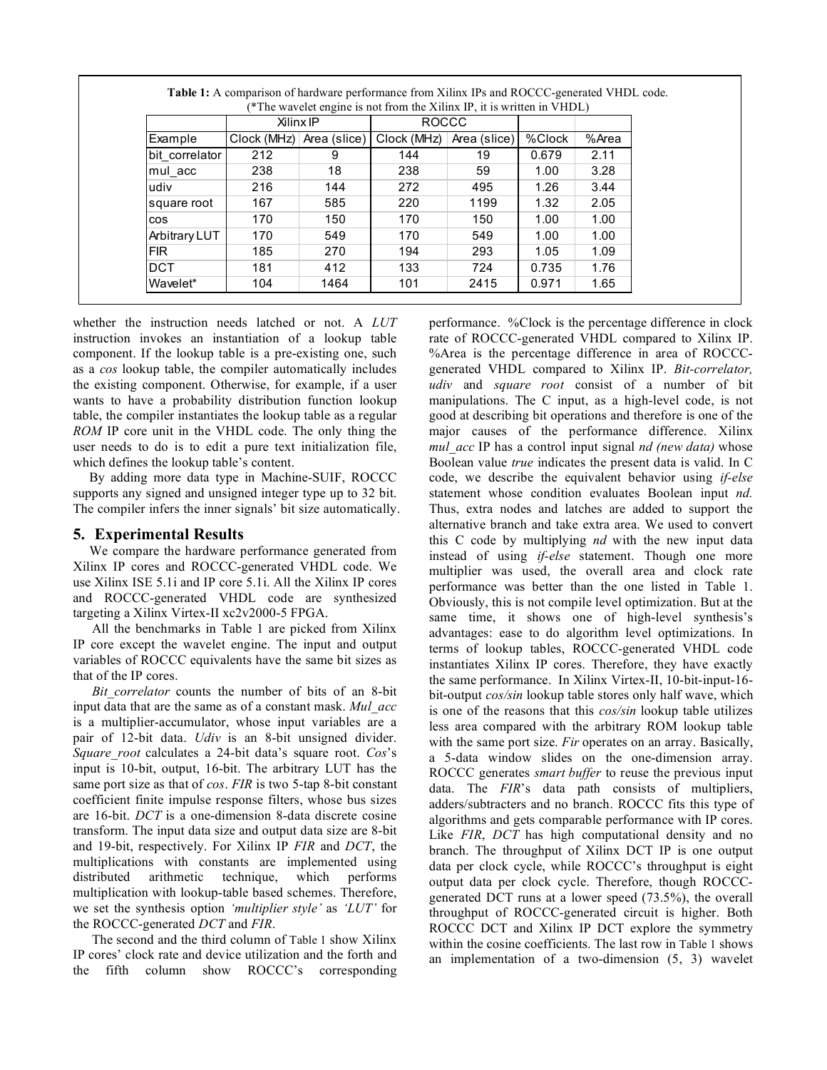**Table 1:** A comparison of hardware performance from Xilinx IPs and ROCCC-generated VHDL code. (*The wavelet engine is not from the Xilinx IP, it is written in VHDL)

| | Xilinx IP | | ROCCC | | | |
|---|---|---|---|---|---|---|
| Example | Clock (MHz) | Area (slice) | Clock (MHz) | Area (slice) | %Clock | %Area |
| bit_correlator | 212 | 9 | 144 | 19 | 0.679 | 2.11 |
| mul_acc | 238 | 18 | 238 | 59 | 1.00 | 3.28 |
| udiv | 216 | 144 | 272 | 495 | 1.26 | 3.44 |
| square root | 167 | 585 | 220 | 1199 | 1.32 | 2.05 |
| cos | 170 | 150 | 170 | 150 | 1.00 | 1.00 |
| Arbitrary LUT | 170 | 549 | 170 | 549 | 1.00 | 1.00 |
| FIR | 185 | 270 | 194 | 293 | 1.05 | 1.09 |
| DCT | 181 | 412 | 133 | 724 | 0.735 | 1.76 |
| Wavelet* | 104 | 1464 | 101 | 2415 | 0.971 | 1.65 |

whether the instruction needs latched or not. A *LUT* instruction invokes an instantiation of a lookup table component. If the lookup table is a pre-existing one, such as a *cos* lookup table, the compiler automatically includes the existing component. Otherwise, for example, if a user wants to have a probability distribution function lookup table, the compiler instantiates the lookup table as a regular *ROM* IP core unit in the VHDL code. The only thing the user needs to do is to edit a pure text initialization file, which defines the lookup table's content.

By adding more data type in Machine-SUIF, ROCCC supports any signed and unsigned integer type up to 32 bit. The compiler infers the inner signals' bit size automatically.

## 5. Experimental Results

We compare the hardware performance generated from Xilinx IP cores and ROCCC-generated VHDL code. We use Xilinx ISE 5.1i and IP core 5.1i. All the Xilinx IP cores and ROCCC-generated VHDL code are synthesized targeting a Xilinx Virtex-II xc2v2000-5 FPGA.

All the benchmarks in Table 1 are picked from Xilinx IP core except the wavelet engine. The input and output variables of ROCCC equivalents have the same bit sizes as that of the IP cores.

*Bit_correlator* counts the number of bits of an 8-bit input data that are the same as of a constant mask. *Mul_acc* is a multiplier-accumulator, whose input variables are a pair of 12-bit data. *Udiv* is an 8-bit unsigned divider. *Square_root* calculates a 24-bit data's square root. *Cos*'s input is 10-bit, output, 16-bit. The arbitrary LUT has the same port size as that of *cos*. *FIR* is two 5-tap 8-bit constant coefficient finite impulse response filters, whose bus sizes are 16-bit. *DCT* is a one-dimension 8-data discrete cosine transform. The input data size and output data size are 8-bit and 19-bit, respectively. For Xilinx IP *FIR* and *DCT*, the multiplications with constants are implemented using distributed arithmetic technique, which performs multiplication with lookup-table based schemes. Therefore, we set the synthesis option *'multiplier style'* as *'LUT'* for the ROCCC-generated *DCT* and *FIR*.

The second and the third column of Table 1 show Xilinx IP cores' clock rate and device utilization and the forth and the fifth column show ROCCC's corresponding performance. %Clock is the percentage difference in clock rate of ROCCC-generated VHDL compared to Xilinx IP. %Area is the percentage difference in area of ROCCC-generated VHDL compared to Xilinx IP. *Bit-correlator, udiv* and *square root* consist of a number of bit manipulations. The C input, as a high-level code, is not good at describing bit operations and therefore is one of the major causes of the performance difference. Xilinx *mul_acc* IP has a control input signal *nd (new data)* whose Boolean value *true* indicates the present data is valid. In C code, we describe the equivalent behavior using *if-else* statement whose condition evaluates Boolean input *nd.* Thus, extra nodes and latches are added to support the alternative branch and take extra area. We used to convert this C code by multiplying *nd* with the new input data instead of using *if-else* statement. Though one more multiplier was used, the overall area and clock rate performance was better than the one listed in Table 1. Obviously, this is not compile level optimization. But at the same time, it shows one of high-level synthesis's advantages: ease to do algorithm level optimizations. In terms of lookup tables, ROCCC-generated VHDL code instantiates Xilinx IP cores. Therefore, they have exactly the same performance. In Xilinx Virtex-II, 10-bit-input-16-bit-output *cos/sin* lookup table stores only half wave, which is one of the reasons that this *cos/sin* lookup table utilizes less area compared with the arbitrary ROM lookup table with the same port size. *Fir* operates on an array. Basically, a 5-data window slides on the one-dimension array. ROCCC generates *smart buffer* to reuse the previous input data. The *FIR*'s data path consists of multipliers, adders/subtracters and no branch. ROCCC fits this type of algorithms and gets comparable performance with IP cores. Like *FIR*, *DCT* has high computational density and no branch. The throughput of Xilinx DCT IP is one output data per clock cycle, while ROCCC's throughput is eight output data per clock cycle. Therefore, though ROCCC-generated DCT runs at a lower speed (73.5%), the overall throughput of ROCCC-generated circuit is higher. Both ROCCC DCT and Xilinx IP DCT explore the symmetry within the cosine coefficients. The last row in Table 1 shows an implementation of a two-dimension (5, 3) wavelet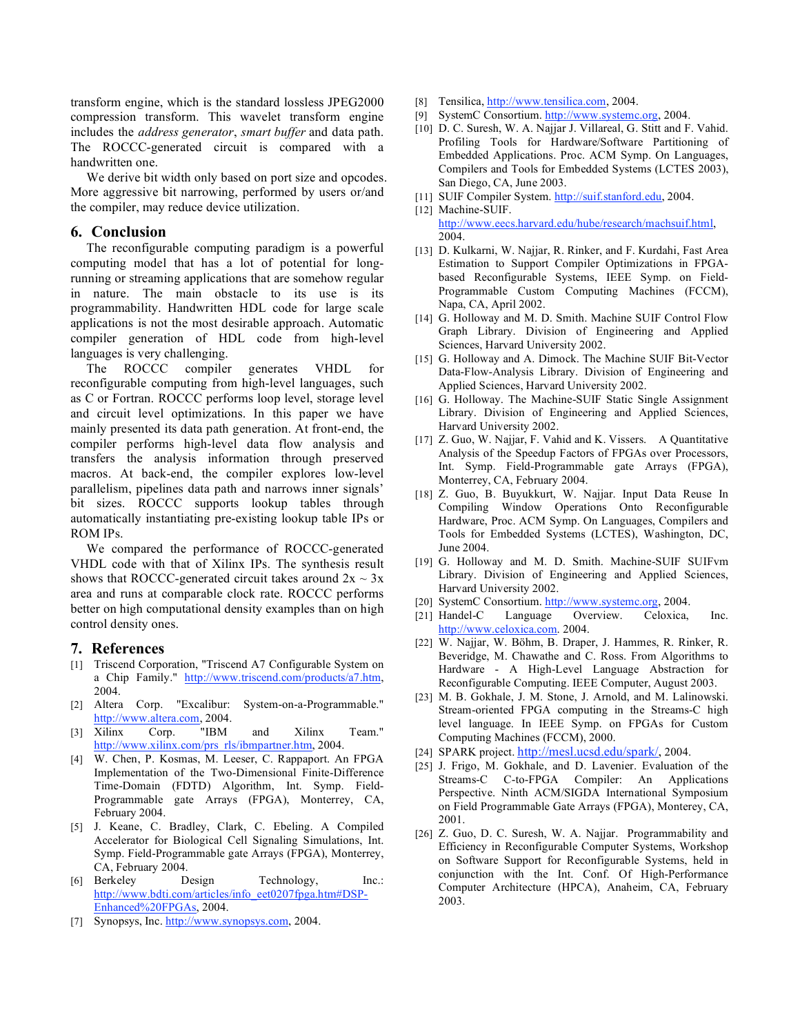transform engine, which is the standard lossless JPEG2000 compression transform. This wavelet transform engine includes the *address generator*, *smart buffer* and data path. The ROCCC-generated circuit is compared with a handwritten one.

We derive bit width only based on port size and opcodes. More aggressive bit narrowing, performed by users or/and the compiler, may reduce device utilization.

## 6. Conclusion

The reconfigurable computing paradigm is a powerful computing model that has a lot of potential for long-running or streaming applications that are somehow regular in nature. The main obstacle to its use is its programmability. Handwritten HDL code for large scale applications is not the most desirable approach. Automatic compiler generation of HDL code from high-level languages is very challenging.

The ROCCC compiler generates VHDL for reconfigurable computing from high-level languages, such as C or Fortran. ROCCC performs loop level, storage level and circuit level optimizations. In this paper we have mainly presented its data path generation. At front-end, the compiler performs high-level data flow analysis and transfers the analysis information through preserved macros. At back-end, the compiler explores low-level parallelism, pipelines data path and narrows inner signals' bit sizes. ROCCC supports lookup tables through automatically instantiating pre-existing lookup table IPs or ROM IPs.

We compared the performance of ROCCC-generated VHDL code with that of Xilinx IPs. The synthesis result shows that ROCCC-generated circuit takes around 2x ~ 3x area and runs at comparable clock rate. ROCCC performs better on high computational density examples than on high control density ones.

## 7. References

[1] Triscend Corporation, "Triscend A7 Configurable System on a Chip Family." http://www.triscend.com/products/a7.htm, 2004.

[2] Altera Corp. "Excalibur: System-on-a-Programmable." http://www.altera.com, 2004.

[3] Xilinx Corp. "IBM and Xilinx Team." http://www.xilinx.com/prs_rls/ibmpartner.htm, 2004.

[4] W. Chen, P. Kosmas, M. Leeser, C. Rappaport. An FPGA Implementation of the Two-Dimensional Finite-Difference Time-Domain (FDTD) Algorithm, Int. Symp. Field-Programmable gate Arrays (FPGA), Monterrey, CA, February 2004.

[5] J. Keane, C. Bradley, Clark, C. Ebeling. A Compiled Accelerator for Biological Cell Signaling Simulations, Int. Symp. Field-Programmable gate Arrays (FPGA), Monterrey, CA, February 2004.

[6] Berkeley Design Technology, Inc.: http://www.bdti.com/articles/info_eet0207fpga.htm#DSP-Enhanced%20FPGAs, 2004.

[7] Synopsys, Inc. http://www.synopsys.com, 2004.

[8] Tensilica, http://www.tensilica.com, 2004.

[9] SystemC Consortium. http://www.systemc.org, 2004.

[10] D. C. Suresh, W. A. Najjar J. Villareal, G. Stitt and F. Vahid. Profiling Tools for Hardware/Software Partitioning of Embedded Applications. Proc. ACM Symp. On Languages, Compilers and Tools for Embedded Systems (LCTES 2003), San Diego, CA, June 2003.

[11] SUIF Compiler System. http://suif.stanford.edu, 2004.

[12] Machine-SUIF. http://www.eecs.harvard.edu/hube/research/machsuif.html, 2004.

[13] D. Kulkarni, W. Najjar, R. Rinker, and F. Kurdahi, Fast Area Estimation to Support Compiler Optimizations in FPGA-based Reconfigurable Systems, IEEE Symp. on Field-Programmable Custom Computing Machines (FCCM), Napa, CA, April 2002.

[14] G. Holloway and M. D. Smith. Machine SUIF Control Flow Graph Library. Division of Engineering and Applied Sciences, Harvard University 2002.

[15] G. Holloway and A. Dimock. The Machine SUIF Bit-Vector Data-Flow-Analysis Library. Division of Engineering and Applied Sciences, Harvard University 2002.

[16] G. Holloway. The Machine-SUIF Static Single Assignment Library. Division of Engineering and Applied Sciences, Harvard University 2002.

[17] Z. Guo, W. Najjar, F. Vahid and K. Vissers. A Quantitative Analysis of the Speedup Factors of FPGAs over Processors, Int. Symp. Field-Programmable gate Arrays (FPGA), Monterrey, CA, February 2004.

[18] Z. Guo, B. Buyukkurt, W. Najjar. Input Data Reuse In Compiling Window Operations Onto Reconfigurable Hardware, Proc. ACM Symp. On Languages, Compilers and Tools for Embedded Systems (LCTES), Washington, DC, June 2004.

[19] G. Holloway and M. D. Smith. Machine-SUIF SUIFvm Library. Division of Engineering and Applied Sciences, Harvard University 2002.

[20] SystemC Consortium. http://www.systemc.org, 2004.

[21] Handel-C Language Overview. Celoxica, Inc. http://www.celoxica.com. 2004.

[22] W. Najjar, W. Böhm, B. Draper, J. Hammes, R. Rinker, R. Beveridge, M. Chawathe and C. Ross. From Algorithms to Hardware - A High-Level Language Abstraction for Reconfigurable Computing. IEEE Computer, August 2003.

[23] M. B. Gokhale, J. M. Stone, J. Arnold, and M. Lalinowski. Stream-oriented FPGA computing in the Streams-C high level language. In IEEE Symp. on FPGAs for Custom Computing Machines (FCCM), 2000.

[24] SPARK project. http://mesl.ucsd.edu/spark/, 2004.

[25] J. Frigo, M. Gokhale, and D. Lavenier. Evaluation of the Streams-C C-to-FPGA Compiler: An Applications Perspective. Ninth ACM/SIGDA International Symposium on Field Programmable Gate Arrays (FPGA), Monterey, CA, 2001.

[26] Z. Guo, D. C. Suresh, W. A. Najjar. Programmability and Efficiency in Reconfigurable Computer Systems, Workshop on Software Support for Reconfigurable Systems, held in conjunction with the Int. Conf. Of High-Performance Computer Architecture (HPCA), Anaheim, CA, February 2003.